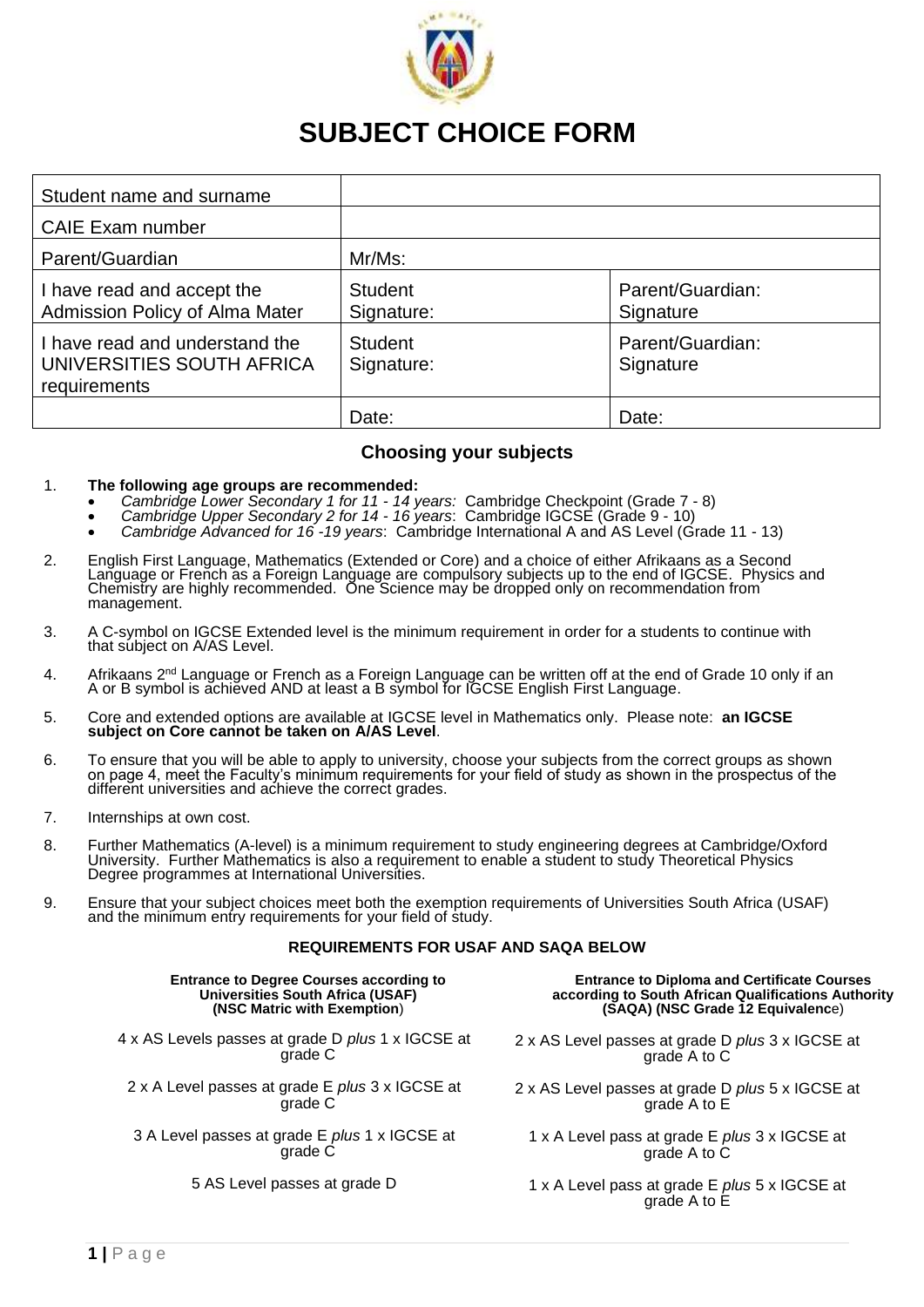# SUBJECT CHOICE FORM

| Student name and surname | | |
|---|---|---|
| CAIE Exam number | | |
| Parent/Guardian | Mr/Ms: | |
| I have read and accept the Admission Policy of Alma Mater | Student Signature: | Parent/Guardian: Signature |
| I have read and understand the UNIVERSITIES SOUTH AFRICA requirements | Student Signature: | Parent/Guardian: Signature |
| | Date: | Date: |

## Choosing your subjects

1. **The following age groups are recommended:**
   - *Cambridge Lower Secondary 1 for 11 - 14 years:* Cambridge Checkpoint (Grade 7 - 8)
   - *Cambridge Upper Secondary 2 for 14 - 16 years*: Cambridge IGCSE (Grade 9 - 10)
   - *Cambridge Advanced for 16 -19 years*: Cambridge International A and AS Level (Grade 11 - 13)

2. English First Language, Mathematics (Extended or Core) and a choice of either Afrikaans as a Second Language or French as a Foreign Language are compulsory subjects up to the end of IGCSE. Physics and Chemistry are highly recommended. One Science may be dropped only on recommendation from management.

3. A C-symbol on IGCSE Extended level is the minimum requirement in order for a students to continue with that subject on A/AS Level.

4. Afrikaans 2nd Language or French as a Foreign Language can be written off at the end of Grade 10 only if an A or B symbol is achieved AND at least a B symbol for IGCSE English First Language.

5. Core and extended options are available at IGCSE level in Mathematics only. Please note: **an IGCSE subject on Core cannot be taken on A/AS Level**.

6. To ensure that you will be able to apply to university, choose your subjects from the correct groups as shown on page 4, meet the Faculty's minimum requirements for your field of study as shown in the prospectus of the different universities and achieve the correct grades.

7. Internships at own cost.

8. Further Mathematics (A-level) is a minimum requirement to study engineering degrees at Cambridge/Oxford University. Further Mathematics is also a requirement to enable a student to study Theoretical Physics Degree programmes at International Universities.

9. Ensure that your subject choices meet both the exemption requirements of Universities South Africa (USAF) and the minimum entry requirements for your field of study.

**REQUIREMENTS FOR USAF AND SAQA BELOW**

| **Entrance to Degree Courses according to Universities South Africa (USAF) (NSC Matric with Exemption)** | **Entrance to Diploma and Certificate Courses according to South African Qualifications Authority (SAQA) (NSC Grade 12 Equivalence)** |
|---|---|
| 4 x AS Levels passes at grade D *plus* 1 x IGCSE at grade C | 2 x AS Level passes at grade D *plus* 3 x IGCSE at grade A to C |
| 2 x A Level passes at grade E *plus* 3 x IGCSE at grade C | 2 x AS Level passes at grade D *plus* 5 x IGCSE at grade A to E |
| 3 A Level passes at grade E *plus* 1 x IGCSE at grade C | 1 x A Level pass at grade E *plus* 3 x IGCSE at grade A to C |
| 5 AS Level passes at grade D | 1 x A Level pass at grade E *plus* 5 x IGCSE at grade A to E |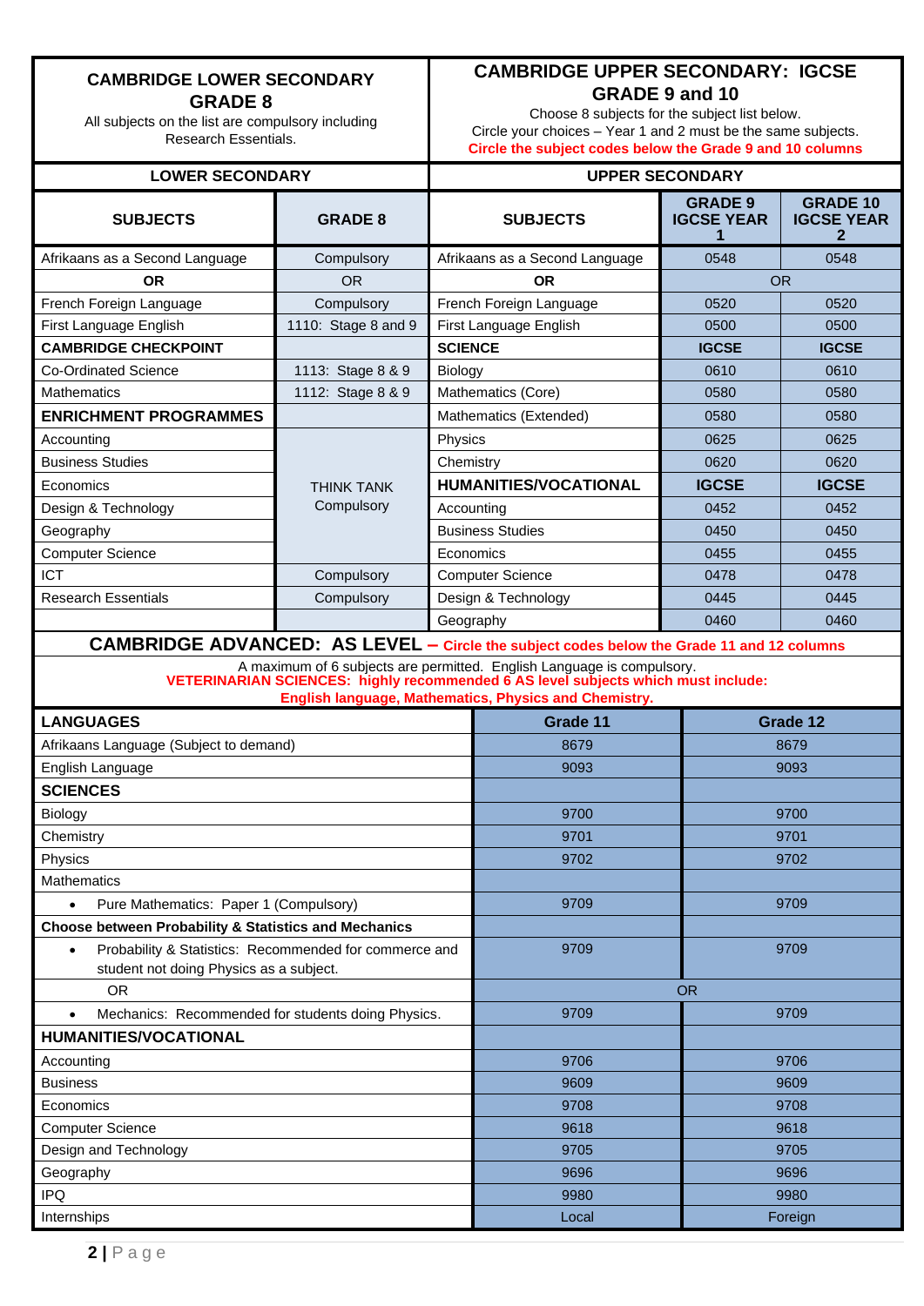| **CAMBRIDGE LOWER SECONDARY GRADE 8** All subjects on the list are compulsory including Research Essentials. | | **CAMBRIDGE UPPER SECONDARY: IGCSE GRADE 9 and 10** Choose 8 subjects for the subject list below. Circle your choices – Year 1 and 2 must be the same subjects. **Circle the subject codes below the Grade 9 and 10 columns** | | |
|---|---|---|---|---|
| **LOWER SECONDARY** | | **UPPER SECONDARY** | | |
| **SUBJECTS** | **GRADE 8** | **SUBJECTS** | **GRADE 9 IGCSE YEAR 1** | **GRADE 10 IGCSE YEAR 2** |
| Afrikaans as a Second Language | Compulsory | Afrikaans as a Second Language | 0548 | 0548 |
| **OR** | OR | **OR** | OR | |
| French Foreign Language | Compulsory | French Foreign Language | 0520 | 0520 |
| First Language English | 1110: Stage 8 and 9 | First Language English | 0500 | 0500 |
| **CAMBRIDGE CHECKPOINT** | | **SCIENCE** | **IGCSE** | **IGCSE** |
| Co-Ordinated Science | 1113: Stage 8 & 9 | Biology | 0610 | 0610 |
| Mathematics | 1112: Stage 8 & 9 | Mathematics (Core) | 0580 | 0580 |
| **ENRICHMENT PROGRAMMES** | | Mathematics (Extended) | 0580 | 0580 |
| Accounting | THINK TANK Compulsory | Physics | 0625 | 0625 |
| Business Studies | | Chemistry | 0620 | 0620 |
| Economics | | **HUMANITIES/VOCATIONAL** | **IGCSE** | **IGCSE** |
| Design & Technology | | Accounting | 0452 | 0452 |
| Geography | | Business Studies | 0450 | 0450 |
| Computer Science | | Economics | 0455 | 0455 |
| ICT | Compulsory | Computer Science | 0478 | 0478 |
| Research Essentials | Compulsory | Design & Technology | 0445 | 0445 |
| | | Geography | 0460 | 0460 |

## CAMBRIDGE ADVANCED: AS LEVEL – Circle the subject codes below the Grade 11 and 12 columns

A maximum of 6 subjects are permitted. English Language is compulsory.
**VETERINARIAN SCIENCES: highly recommended 6 AS level subjects which must include: English language, Mathematics, Physics and Chemistry.**

| **LANGUAGES** | **Grade 11** | **Grade 12** |
|---|---|---|
| Afrikaans Language (Subject to demand) | 8679 | 8679 |
| English Language | 9093 | 9093 |
| **SCIENCES** | | |
| Biology | 9700 | 9700 |
| Chemistry | 9701 | 9701 |
| Physics | 9702 | 9702 |
| Mathematics | | |
| • Pure Mathematics: Paper 1 (Compulsory) | 9709 | 9709 |
| **Choose between Probability & Statistics and Mechanics** | | |
| • Probability & Statistics: Recommended for commerce and student not doing Physics as a subject. | 9709 | 9709 |
| OR | OR | |
| • Mechanics: Recommended for students doing Physics. | 9709 | 9709 |
| **HUMANITIES/VOCATIONAL** | | |
| Accounting | 9706 | 9706 |
| Business | 9609 | 9609 |
| Economics | 9708 | 9708 |
| Computer Science | 9618 | 9618 |
| Design and Technology | 9705 | 9705 |
| Geography | 9696 | 9696 |
| IPQ | 9980 | 9980 |
| Internships | Local | Foreign |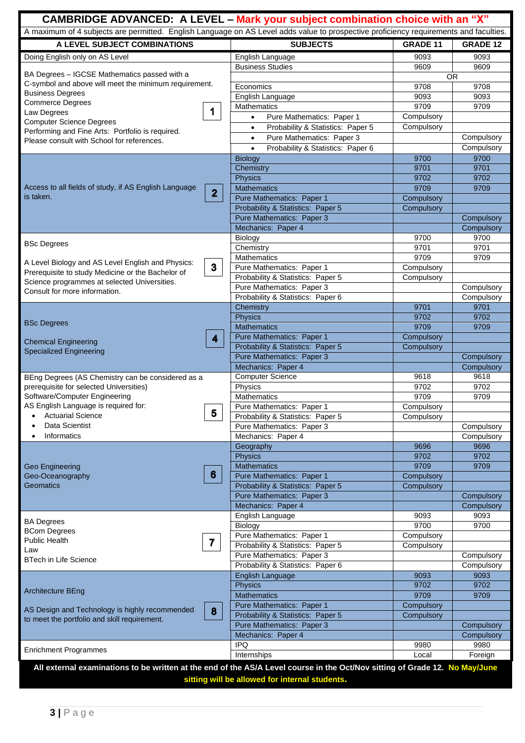## CAMBRIDGE ADVANCED: A LEVEL – Mark your subject combination choice with an "X"

A maximum of 4 subjects are permitted. English Language on AS Level adds value to prospective proficiency requirements and faculties.

| A LEVEL SUBJECT COMBINATIONS | | SUBJECTS | GRADE 11 | GRADE 12 |
|---|---|---|---|---|
| Doing English only on AS Level | | English Language | 9093 | 9093 |
| BA Degrees – IGCSE Mathematics passed with a C-symbol and above will meet the minimum requirement. Business Degrees Commerce Degrees Law Degrees Computer Science Degrees Performing and Fine Arts: Portfolio is required. Please consult with School for references. | 1 | Business Studies | 9609 | 9609 |
| | | OR | | |
| | | Economics | 9708 | 9708 |
| | | English Language | 9093 | 9093 |
| | | Mathematics | 9709 | 9709 |
| | | • Pure Mathematics: Paper 1 | Compulsory | |
| | | • Probability & Statistics: Paper 5 | Compulsory | |
| | | • Pure Mathematics: Paper 3 | | Compulsory |
| | | • Probability & Statistics: Paper 6 | | Compulsory |
| Access to all fields of study, if AS English Language is taken. | 2 | Biology | 9700 | 9700 |
| | | Chemistry | 9701 | 9701 |
| | | Physics | 9702 | 9702 |
| | | Mathematics | 9709 | 9709 |
| | | Pure Mathematics: Paper 1 | Compulsory | |
| | | Probability & Statistics: Paper 5 | Compulsory | |
| | | Pure Mathematics: Paper 3 | | Compulsory |
| | | Mechanics: Paper 4 | | Compulsory |
| BSc Degrees<br><br>A Level Biology and AS Level English and Physics: Prerequisite to study Medicine or the Bachelor of Science programmes at selected Universities. Consult for more information. | 3 | Biology | 9700 | 9700 |
| | | Chemistry | 9701 | 9701 |
| | | Mathematics | 9709 | 9709 |
| | | Pure Mathematics: Paper 1 | Compulsory | |
| | | Probability & Statistics: Paper 5 | Compulsory | |
| | | Pure Mathematics: Paper 3 | | Compulsory |
| | | Probability & Statistics: Paper 6 | | Compulsory |
| BSc Degrees<br><br>Chemical Engineering Specialized Engineering | 4 | Chemistry | 9701 | 9701 |
| | | Physics | 9702 | 9702 |
| | | Mathematics | 9709 | 9709 |
| | | Pure Mathematics: Paper 1 | Compulsory | |
| | | Probability & Statistics: Paper 5 | Compulsory | |
| | | Pure Mathematics: Paper 3 | | Compulsory |
| | | Mechanics: Paper 4 | | Compulsory |
| BEng Degrees (AS Chemistry can be considered as a prerequisite for selected Universities) Software/Computer Engineering AS English Language is required for: • Actuarial Science • Data Scientist • Informatics | 5 | Computer Science | 9618 | 9618 |
| | | Physics | 9702 | 9702 |
| | | Mathematics | 9709 | 9709 |
| | | Pure Mathematics: Paper 1 | Compulsory | |
| | | Probability & Statistics: Paper 5 | Compulsory | |
| | | Pure Mathematics: Paper 3 | | Compulsory |
| | | Mechanics: Paper 4 | | Compulsory |
| Geo Engineering Geo-Oceanography Geomatics | 6 | Geography | 9696 | 9696 |
| | | Physics | 9702 | 9702 |
| | | Mathematics | 9709 | 9709 |
| | | Pure Mathematics: Paper 1 | Compulsory | |
| | | Probability & Statistics: Paper 5 | Compulsory | |
| | | Pure Mathematics: Paper 3 | | Compulsory |
| | | Mechanics: Paper 4 | | Compulsory |
| BA Degrees BCom Degrees Public Health Law BTech in Life Science | 7 | English Language | 9093 | 9093 |
| | | Biology | 9700 | 9700 |
| | | Pure Mathematics: Paper 1 | Compulsory | |
| | | Probability & Statistics: Paper 5 | Compulsory | |
| | | Pure Mathematics: Paper 3 | | Compulsory |
| | | Probability & Statistics: Paper 6 | | Compulsory |
| Architecture BEng<br><br>AS Design and Technology is highly recommended to meet the portfolio and skill requirement. | 8 | English Language | 9093 | 9093 |
| | | Physics | 9702 | 9702 |
| | | Mathematics | 9709 | 9709 |
| | | Pure Mathematics: Paper 1 | Compulsory | |
| | | Probability & Statistics: Paper 5 | Compulsory | |
| | | Pure Mathematics: Paper 3 | | Compulsory |
| | | Mechanics: Paper 4 | | Compulsory |
| Enrichment Programmes | | IPQ | 9980 | 9980 |
| | | Internships | Local | Foreign |

**All external examinations to be written at the end of the AS/A Level course in the Oct/Nov sitting of Grade 12. No May/June sitting will be allowed for internal students.**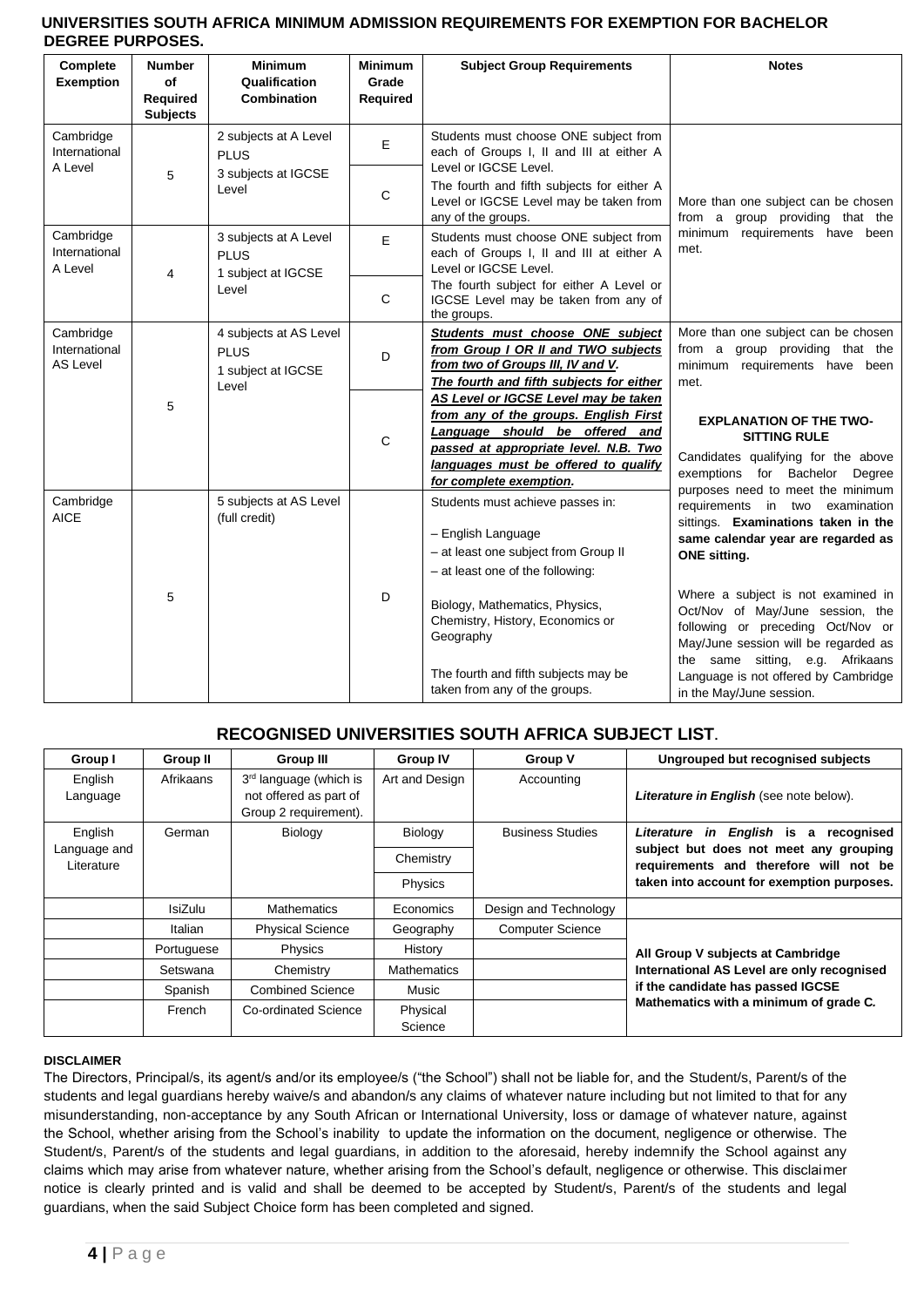## UNIVERSITIES SOUTH AFRICA MINIMUM ADMISSION REQUIREMENTS FOR EXEMPTION FOR BACHELOR DEGREE PURPOSES.

| Complete Exemption | Number of Required Subjects | Minimum Qualification Combination | Minimum Grade Required | Subject Group Requirements | Notes |
|---|---|---|---|---|---|
| Cambridge International A Level | 5 | 2 subjects at A Level PLUS 3 subjects at IGCSE Level | E | Students must choose ONE subject from each of Groups I, II and III at either A Level or IGCSE Level. The fourth and fifth subjects for either A Level or IGCSE Level may be taken from any of the groups. | More than one subject can be chosen from a group providing that the minimum requirements have been met. |
| | | | C | | |
| Cambridge International A Level | 4 | 3 subjects at A Level PLUS 1 subject at IGCSE Level | E | Students must choose ONE subject from each of Groups I, II and III at either A Level or IGCSE Level. The fourth subject for either A Level or IGCSE Level may be taken from any of the groups. | |
| | | | C | | |
| Cambridge International AS Level | 5 | 4 subjects at AS Level PLUS 1 subject at IGCSE Level | D | ***Students must choose ONE subject from Group I OR II and TWO subjects from two of Groups III, IV and V. The fourth and fifth subjects for either AS Level or IGCSE Level may be taken from any of the groups. English First Language should be offered and passed at appropriate level. N.B. Two languages must be offered to qualify for complete exemption.*** | More than one subject can be chosen from a group providing that the minimum requirements have been met. **EXPLANATION OF THE TWO-SITTING RULE** Candidates qualifying for the above exemptions for Bachelor Degree purposes need to meet the minimum requirements in two examination sittings. **Examinations taken in the same calendar year are regarded as ONE sitting.** Where a subject is not examined in Oct/Nov of May/June session, the following or preceding Oct/Nov or May/June session will be regarded as the same sitting, e.g. Afrikaans Language is not offered by Cambridge in the May/June session. |
| | | | C | | |
| Cambridge AICE | 5 | 5 subjects at AS Level (full credit) | D | Students must achieve passes in: – English Language – at least one subject from Group II – at least one of the following: Biology, Mathematics, Physics, Chemistry, History, Economics or Geography. The fourth and fifth subjects may be taken from any of the groups. | |

## RECOGNISED UNIVERSITIES SOUTH AFRICA SUBJECT LIST.

| Group I | Group II | Group III | Group IV | Group V | Ungrouped but recognised subjects |
|---|---|---|---|---|---|
| English Language | Afrikaans | 3rd language (which is not offered as part of Group 2 requirement). | Art and Design | Accounting | ***Literature in English*** (see note below). |
| English Language and Literature | German | Biology | Biology | Business Studies | ***Literature in English* is a recognised subject but does not meet any grouping requirements and therefore will not be taken into account for exemption purposes.** |
| | | | Chemistry | | |
| | | | Physics | | |
| | IsiZulu | Mathematics | Economics | Design and Technology | |
| | Italian | Physical Science | Geography | Computer Science | **All Group V subjects at Cambridge International AS Level are only recognised if the candidate has passed IGCSE Mathematics with a minimum of grade C.** |
| | Portuguese | Physics | History | | |
| | Setswana | Chemistry | Mathematics | | |
| | Spanish | Combined Science | Music | | |
| | French | Co-ordinated Science | Physical Science | | |

**DISCLAIMER**

The Directors, Principal/s, its agent/s and/or its employee/s ("the School") shall not be liable for, and the Student/s, Parent/s of the students and legal guardians hereby waive/s and abandon/s any claims of whatever nature including but not limited to that for any misunderstanding, non-acceptance by any South African or International University, loss or damage of whatever nature, against the School, whether arising from the School's inability to update the information on the document, negligence or otherwise. The Student/s, Parent/s of the students and legal guardians, in addition to the aforesaid, hereby indemnify the School against any claims which may arise from whatever nature, whether arising from the School's default, negligence or otherwise. This disclaimer notice is clearly printed and is valid and shall be deemed to be accepted by Student/s, Parent/s of the students and legal guardians, when the said Subject Choice form has been completed and signed.